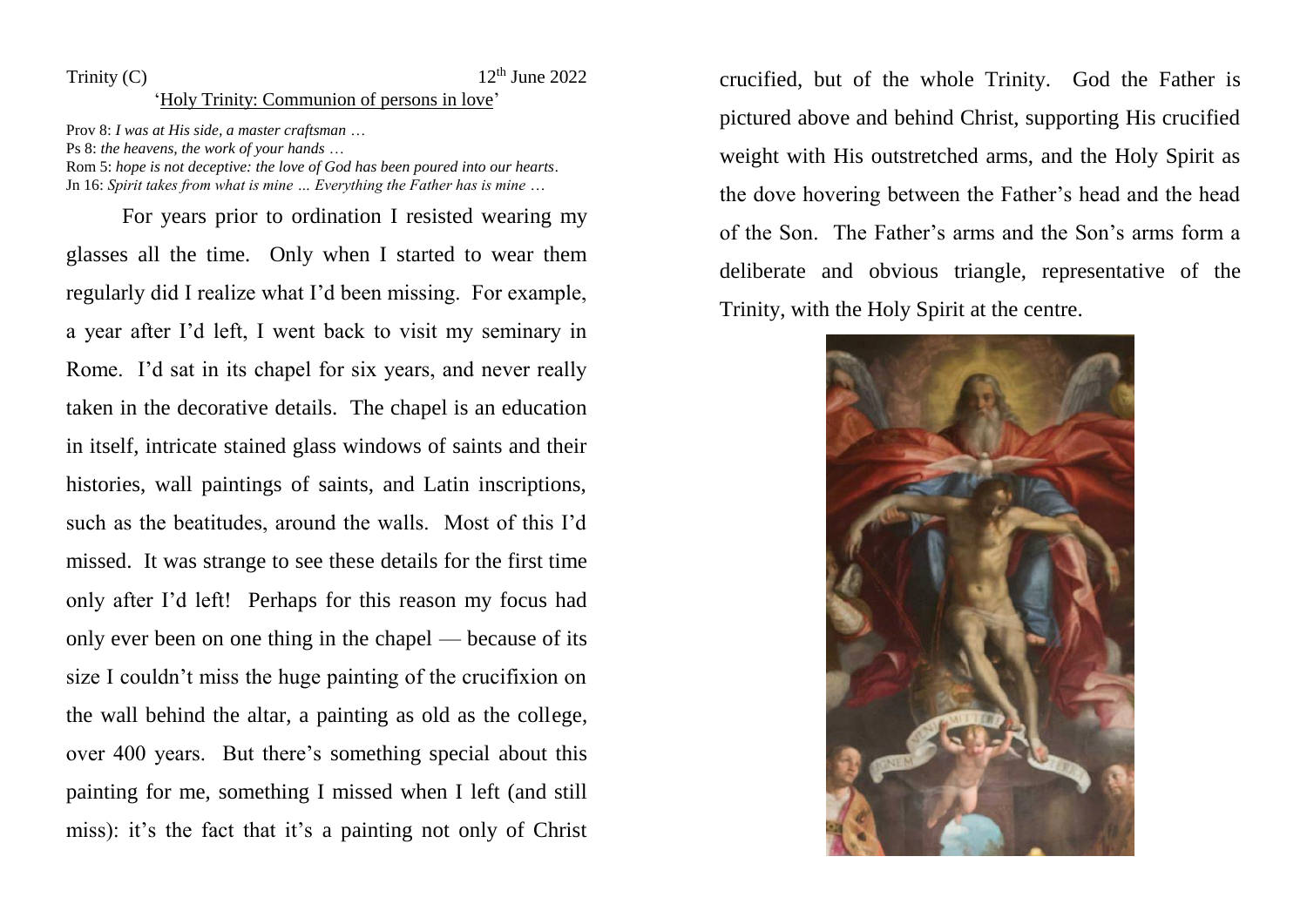Trinity (C) 12th June 2022

'Holy Trinity: Communion of persons in love'

Prov 8: *I was at His side, a master craftsman …*
Ps 8: *the heavens, the work of your hands …*
Rom 5: *hope is not deceptive: the love of God has been poured into our hearts*.
Jn 16: *Spirit takes from what is mine … Everything the Father has is mine …*

For years prior to ordination I resisted wearing my glasses all the time. Only when I started to wear them regularly did I realize what I'd been missing. For example, a year after I'd left, I went back to visit my seminary in Rome. I'd sat in its chapel for six years, and never really taken in the decorative details. The chapel is an education in itself, intricate stained glass windows of saints and their histories, wall paintings of saints, and Latin inscriptions, such as the beatitudes, around the walls. Most of this I'd missed. It was strange to see these details for the first time only after I'd left! Perhaps for this reason my focus had only ever been on one thing in the chapel — because of its size I couldn't miss the huge painting of the crucifixion on the wall behind the altar, a painting as old as the college, over 400 years. But there's something special about this painting for me, something I missed when I left (and still miss): it's the fact that it's a painting not only of Christ crucified, but of the whole Trinity. God the Father is pictured above and behind Christ, supporting His crucified weight with His outstretched arms, and the Holy Spirit as the dove hovering between the Father's head and the head of the Son. The Father's arms and the Son's arms form a deliberate and obvious triangle, representative of the Trinity, with the Holy Spirit at the centre.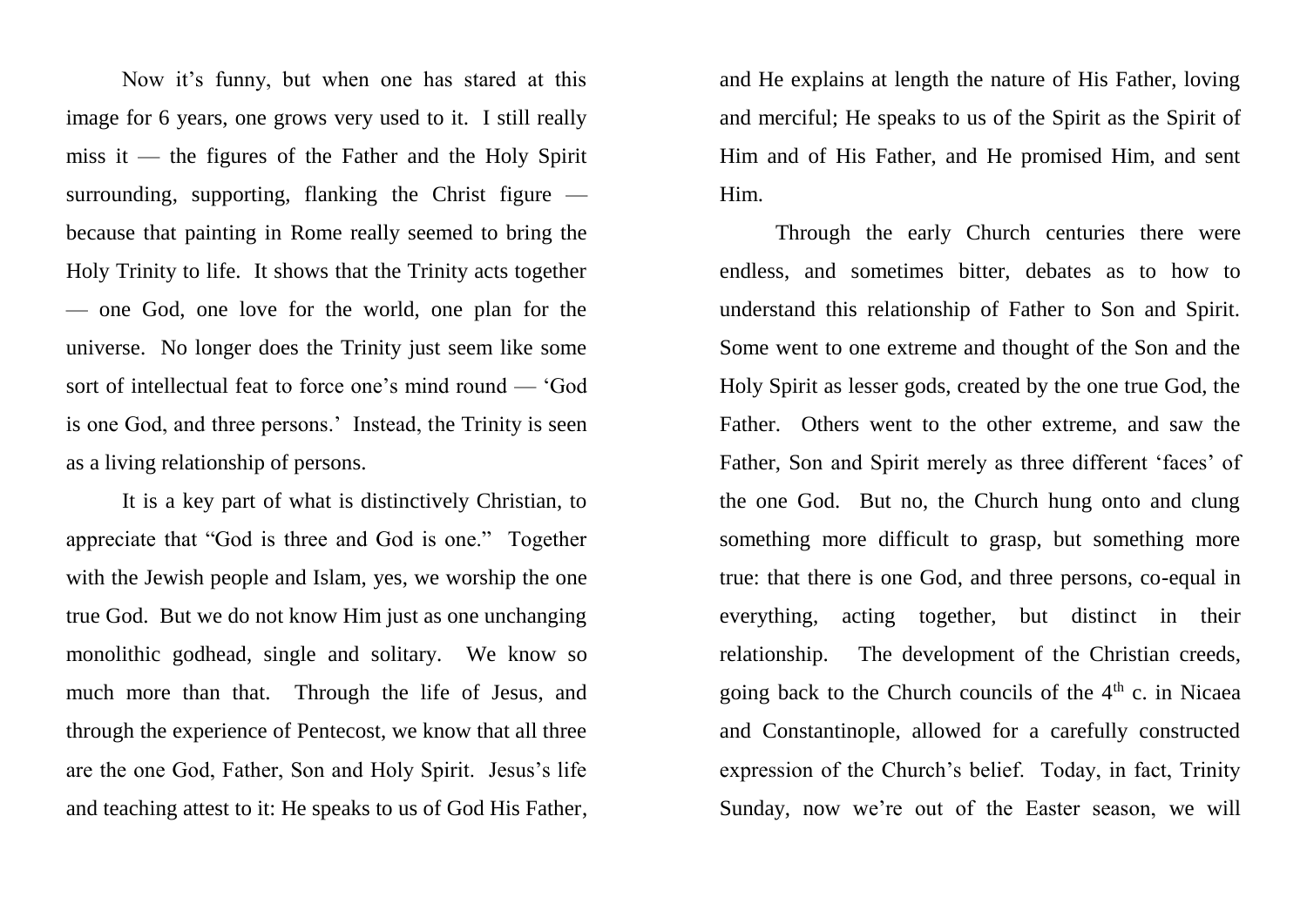Now it's funny, but when one has stared at this image for 6 years, one grows very used to it. I still really miss it — the figures of the Father and the Holy Spirit surrounding, supporting, flanking the Christ figure — because that painting in Rome really seemed to bring the Holy Trinity to life. It shows that the Trinity acts together — one God, one love for the world, one plan for the universe. No longer does the Trinity just seem like some sort of intellectual feat to force one's mind round — 'God is one God, and three persons.' Instead, the Trinity is seen as a living relationship of persons.

It is a key part of what is distinctively Christian, to appreciate that "God is three and God is one." Together with the Jewish people and Islam, yes, we worship the one true God. But we do not know Him just as one unchanging monolithic godhead, single and solitary. We know so much more than that. Through the life of Jesus, and through the experience of Pentecost, we know that all three are the one God, Father, Son and Holy Spirit. Jesus's life and teaching attest to it: He speaks to us of God His Father, and He explains at length the nature of His Father, loving and merciful; He speaks to us of the Spirit as the Spirit of Him and of His Father, and He promised Him, and sent Him.

Through the early Church centuries there were endless, and sometimes bitter, debates as to how to understand this relationship of Father to Son and Spirit. Some went to one extreme and thought of the Son and the Holy Spirit as lesser gods, created by the one true God, the Father. Others went to the other extreme, and saw the Father, Son and Spirit merely as three different 'faces' of the one God. But no, the Church hung onto and clung something more difficult to grasp, but something more true: that there is one God, and three persons, co-equal in everything, acting together, but distinct in their relationship. The development of the Christian creeds, going back to the Church councils of the 4th c. in Nicaea and Constantinople, allowed for a carefully constructed expression of the Church's belief. Today, in fact, Trinity Sunday, now we're out of the Easter season, we will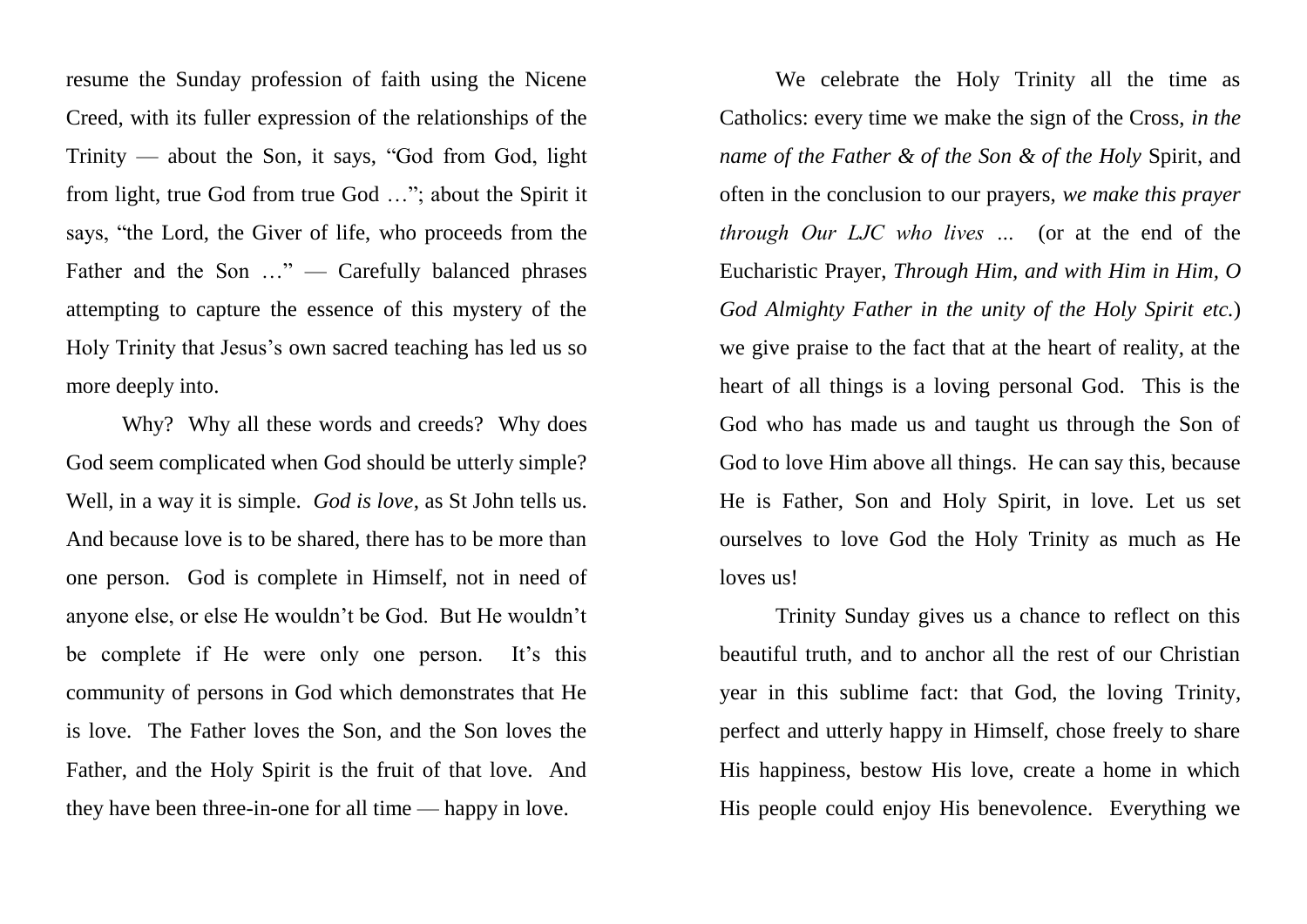resume the Sunday profession of faith using the Nicene Creed, with its fuller expression of the relationships of the Trinity — about the Son, it says, "God from God, light from light, true God from true God …"; about the Spirit it says, "the Lord, the Giver of life, who proceeds from the Father and the Son …" — Carefully balanced phrases attempting to capture the essence of this mystery of the Holy Trinity that Jesus's own sacred teaching has led us so more deeply into.

Why? Why all these words and creeds? Why does God seem complicated when God should be utterly simple? Well, in a way it is simple. *God is love*, as St John tells us. And because love is to be shared, there has to be more than one person. God is complete in Himself, not in need of anyone else, or else He wouldn't be God. But He wouldn't be complete if He were only one person. It's this community of persons in God which demonstrates that He is love. The Father loves the Son, and the Son loves the Father, and the Holy Spirit is the fruit of that love. And they have been three-in-one for all time — happy in love.

We celebrate the Holy Trinity all the time as Catholics: every time we make the sign of the Cross, *in the name of the Father & of the Son & of the Holy* Spirit, and often in the conclusion to our prayers, *we make this prayer through Our LJC who lives …* (or at the end of the Eucharistic Prayer, *Through Him, and with Him in Him, O God Almighty Father in the unity of the Holy Spirit etc.*) we give praise to the fact that at the heart of reality, at the heart of all things is a loving personal God. This is the God who has made us and taught us through the Son of God to love Him above all things. He can say this, because He is Father, Son and Holy Spirit, in love. Let us set ourselves to love God the Holy Trinity as much as He loves us!

Trinity Sunday gives us a chance to reflect on this beautiful truth, and to anchor all the rest of our Christian year in this sublime fact: that God, the loving Trinity, perfect and utterly happy in Himself, chose freely to share His happiness, bestow His love, create a home in which His people could enjoy His benevolence. Everything we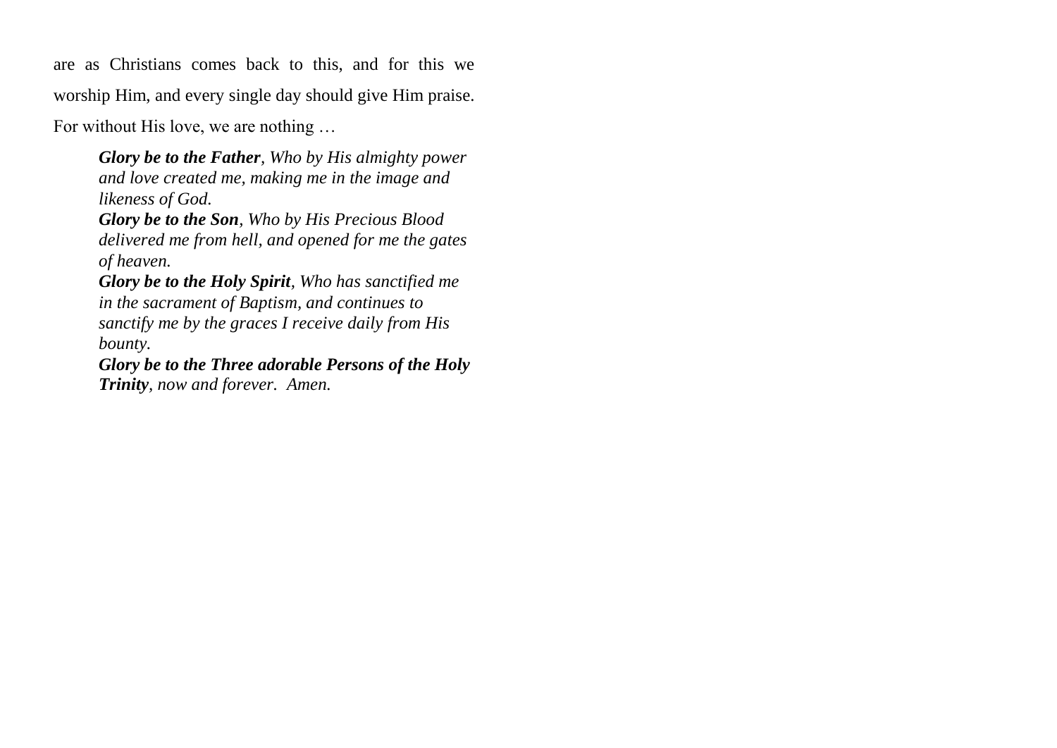are as Christians comes back to this, and for this we worship Him, and every single day should give Him praise. For without His love, we are nothing …

> ***Glory be to the Father****, Who by His almighty power and love created me, making me in the image and likeness of God.*
> ***Glory be to the Son****, Who by His Precious Blood delivered me from hell, and opened for me the gates of heaven.*
> ***Glory be to the Holy Spirit****, Who has sanctified me in the sacrament of Baptism, and continues to sanctify me by the graces I receive daily from His bounty.*
> ***Glory be to the Three adorable Persons of the Holy Trinity****, now and forever. Amen.*